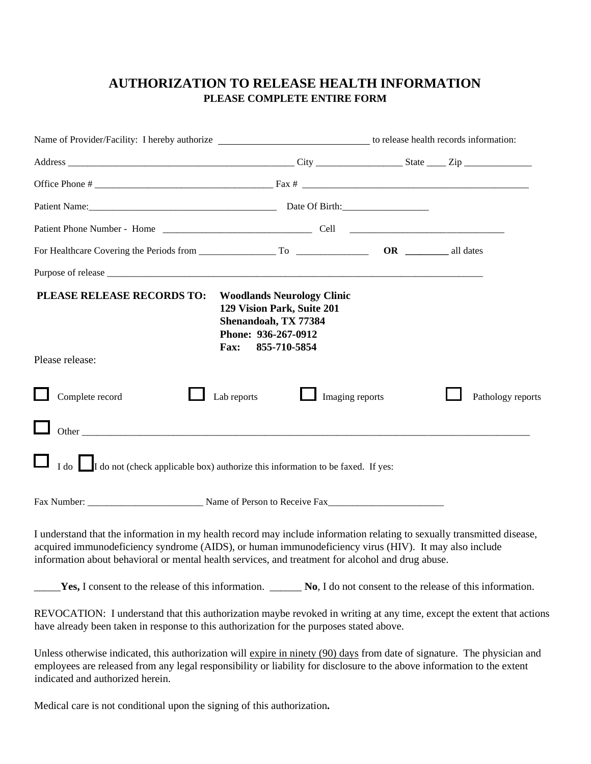# AUTHORIZATION TO RELEASE HEALTH INFORMATION

**PLEASE COMPLETE ENTIRE FORM**

Name of Provider/Facility: I hereby authorize ______________________________ to release health records information:

Address _______________________________________________ City _________________ State ____ Zip _____________

Office Phone # ____________________________________ Fax # ______________________________________________

Patient Name:_______________________________________ Date Of Birth:_________________

Patient Phone Number - Home ______________________________ Cell ______________________________

For Healthcare Covering the Periods from ________________ To _______________ **OR** _________ all dates

Purpose of release ________________________________________________________________________________

**PLEASE RELEASE RECORDS TO:** **Woodlands Neurology Clinic**
**129 Vision Park, Suite 201**
**Shenandoah, TX 77384**
**Phone: 936-267-0912**
**Fax: 855-710-5854**

Please release:

☐ Complete record ☐ Lab reports ☐ Imaging reports ☐ Pathology reports

☐ Other ___________________________________________________________________________________________

☐ I do ☐ I do not (check applicable box) authorize this information to be faxed. If yes:

Fax Number: ________________________ Name of Person to Receive Fax________________________

I understand that the information in my health record may include information relating to sexually transmitted disease, acquired immunodeficiency syndrome (AIDS), or human immunodeficiency virus (HIV). It may also include information about behavioral or mental health services, and treatment for alcohol and drug abuse.

_____**Yes,** I consent to the release of this information. ______ **No**, I do not consent to the release of this information.

REVOCATION: I understand that this authorization maybe revoked in writing at any time, except the extent that actions have already been taken in response to this authorization for the purposes stated above.

Unless otherwise indicated, this authorization will expire in ninety (90) days from date of signature. The physician and employees are released from any legal responsibility or liability for disclosure to the above information to the extent indicated and authorized herein.

Medical care is not conditional upon the signing of this authorization**.**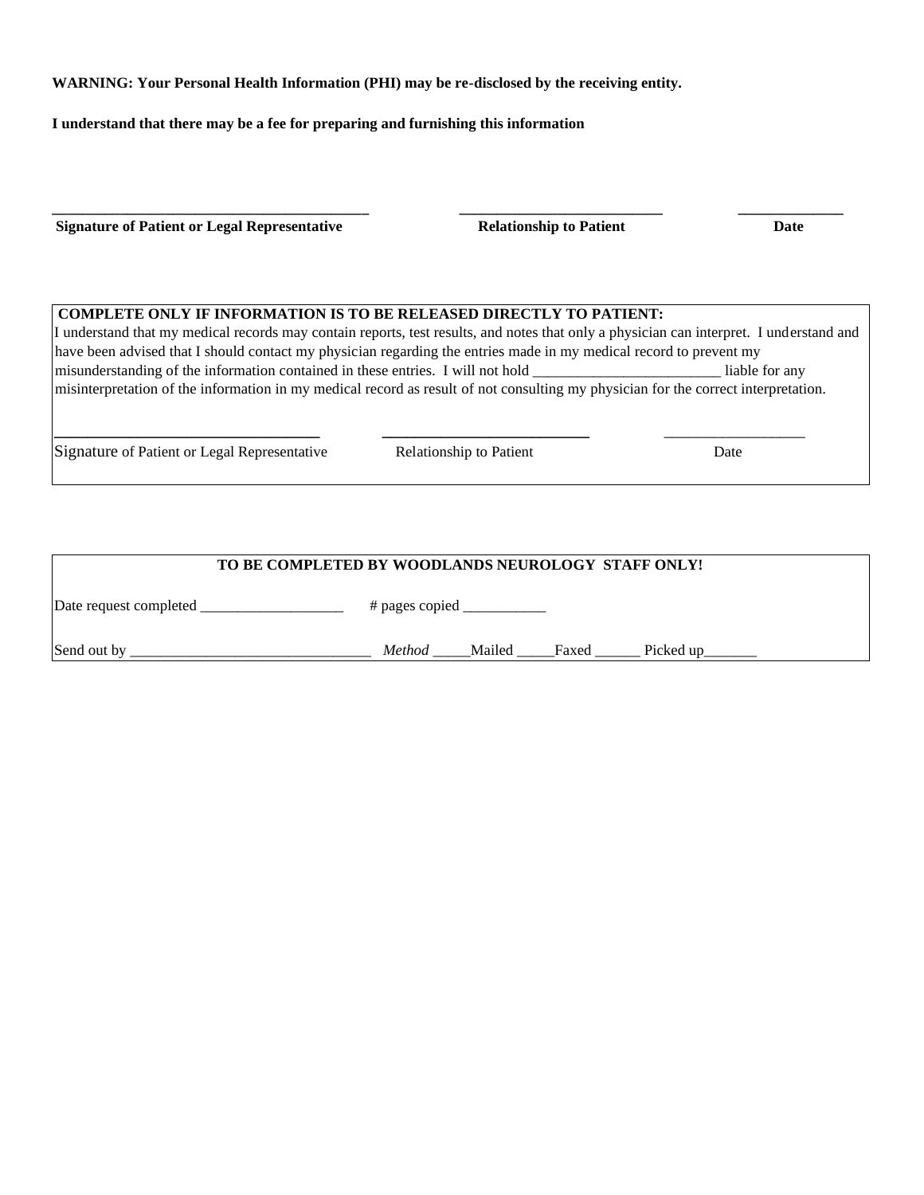**WARNING: Your Personal Health Information (PHI) may be re-disclosed by the receiving entity.**

**I understand that there may be a fee for preparing and furnishing this information**

\_\_\_\_\_\_\_\_\_\_\_\_\_\_\_\_\_\_\_\_\_\_\_\_\_\_\_\_\_\_\_\_\_\_\_\_\_\_\_\_\_\_ \_\_\_\_\_\_\_\_\_\_\_\_\_\_\_\_\_\_\_\_\_\_\_\_\_\_\_ \_\_\_\_\_\_\_\_\_\_\_\_\_\_

**Signature of Patient or Legal Representative** **Relationship to Patient** **Date**

**COMPLETE ONLY IF INFORMATION IS TO BE RELEASED DIRECTLY TO PATIENT:**

I understand that my medical records may contain reports, test results, and notes that only a physician can interpret. I understand and have been advised that I should contact my physician regarding the entries made in my medical record to prevent my misunderstanding of the information contained in these entries. I will not hold \_\_\_\_\_\_\_\_\_\_\_\_\_\_\_\_\_\_\_\_\_\_\_\_\_ liable for any misinterpretation of the information in my medical record as result of not consulting my physician for the correct interpretation.

\_\_\_\_\_\_\_\_\_\_\_\_\_\_\_\_\_\_\_\_\_\_\_\_\_\_\_\_\_\_\_\_\_\_\_ \_\_\_\_\_\_\_\_\_\_\_\_\_\_\_\_\_\_\_\_\_\_\_\_\_\_\_ \_\_\_\_\_\_\_\_\_\_\_\_\_\_\_\_\_\_\_

Signature of Patient or Legal Representative Relationship to Patient Date

**TO BE COMPLETED BY WOODLANDS NEUROLOGY STAFF ONLY!**

Date request completed \_\_\_\_\_\_\_\_\_\_\_\_\_\_\_\_\_\_\_ # pages copied \_\_\_\_\_\_\_\_\_\_\_

Send out by \_\_\_\_\_\_\_\_\_\_\_\_\_\_\_\_\_\_\_\_\_\_\_\_\_\_\_\_\_\_\_\_ *Method* \_\_\_\_\_Mailed \_\_\_\_\_Faxed \_\_\_\_\_\_ Picked up\_\_\_\_\_\_\_